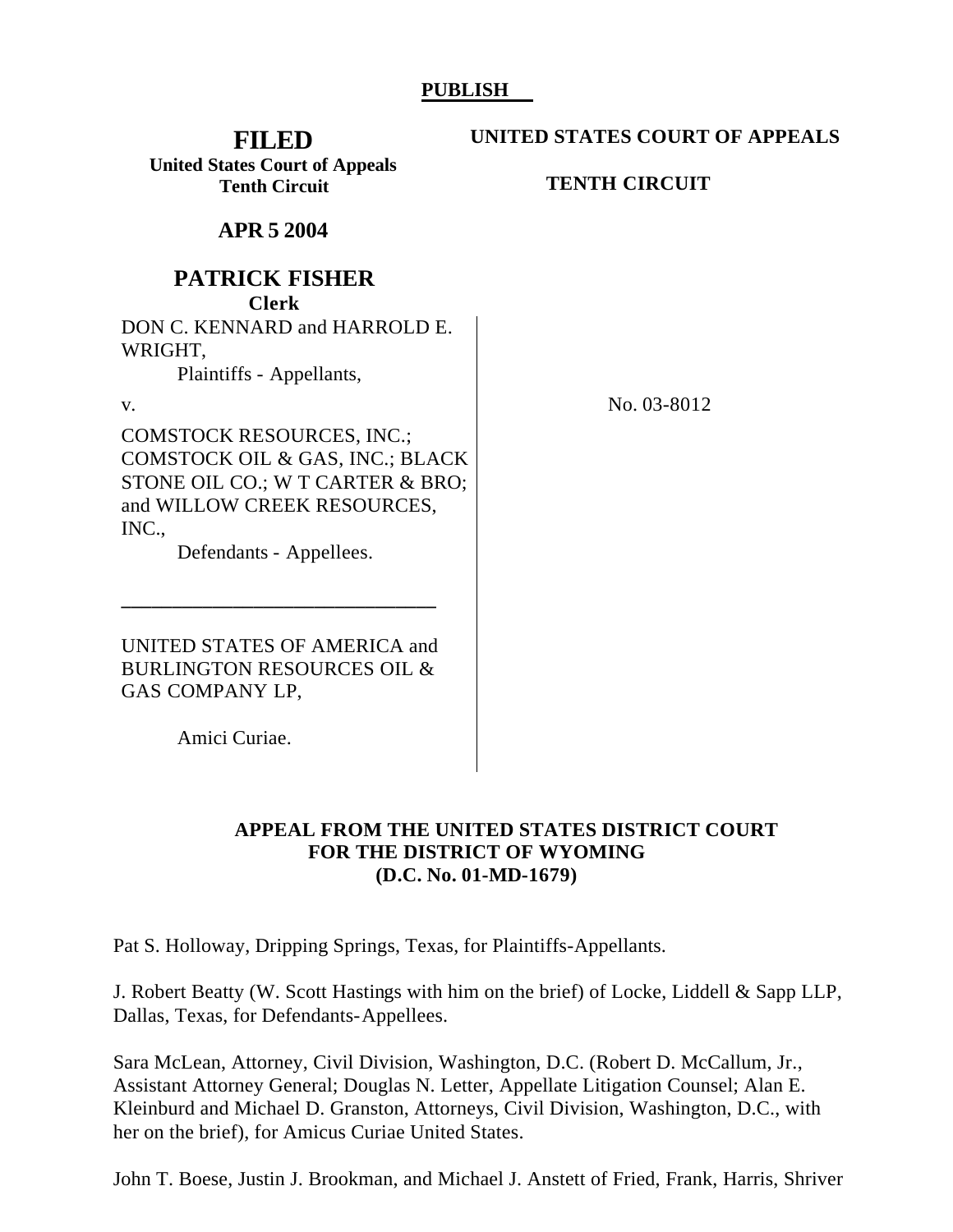**PUBLISH**

**FILED**
**United States Court of Appeals**
**Tenth Circuit**

**APR 5 2004**

**PATRICK FISHER**
**Clerk**

**UNITED STATES COURT OF APPEALS**

**TENTH CIRCUIT**

DON C. KENNARD and HARROLD E. WRIGHT,

Plaintiffs - Appellants,

v.

COMSTOCK RESOURCES, INC.; COMSTOCK OIL & GAS, INC.; BLACK STONE OIL CO.; W T CARTER & BRO; and WILLOW CREEK RESOURCES, INC.,

Defendants - Appellees.

---

UNITED STATES OF AMERICA and BURLINGTON RESOURCES OIL & GAS COMPANY LP,

Amici Curiae.

No. 03-8012

**APPEAL FROM THE UNITED STATES DISTRICT COURT FOR THE DISTRICT OF WYOMING (D.C. No. 01-MD-1679)**

Pat S. Holloway, Dripping Springs, Texas, for Plaintiffs-Appellants.

J. Robert Beatty (W. Scott Hastings with him on the brief) of Locke, Liddell & Sapp LLP, Dallas, Texas, for Defendants-Appellees.

Sara McLean, Attorney, Civil Division, Washington, D.C. (Robert D. McCallum, Jr., Assistant Attorney General; Douglas N. Letter, Appellate Litigation Counsel; Alan E. Kleinburd and Michael D. Granston, Attorneys, Civil Division, Washington, D.C., with her on the brief), for Amicus Curiae United States.

John T. Boese, Justin J. Brookman, and Michael J. Anstett of Fried, Frank, Harris, Shriver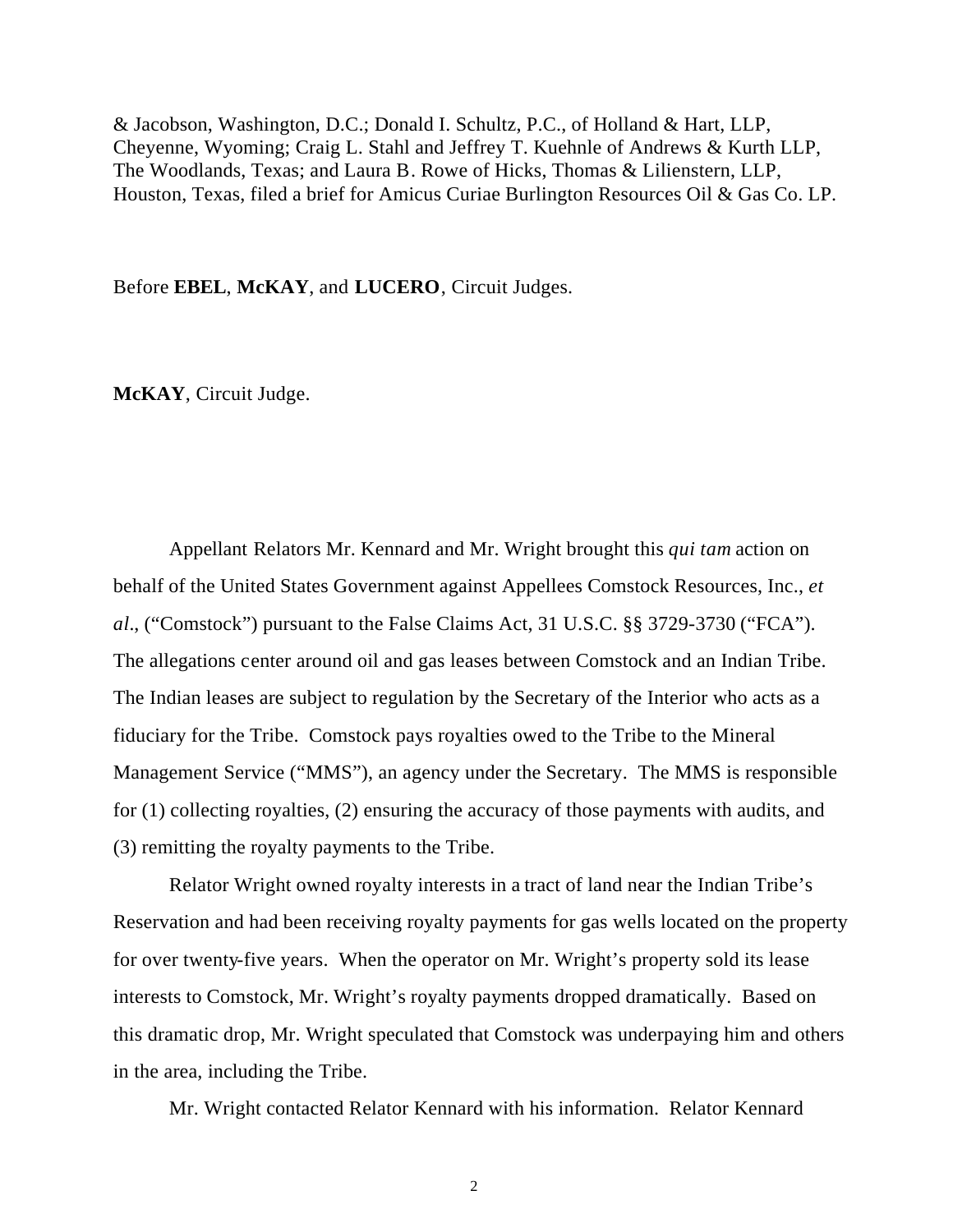& Jacobson, Washington, D.C.; Donald I. Schultz, P.C., of Holland & Hart, LLP, Cheyenne, Wyoming; Craig L. Stahl and Jeffrey T. Kuehnle of Andrews & Kurth LLP, The Woodlands, Texas; and Laura B. Rowe of Hicks, Thomas & Lilienstern, LLP, Houston, Texas, filed a brief for Amicus Curiae Burlington Resources Oil & Gas Co. LP.

Before **EBEL**, **McKAY**, and **LUCERO**, Circuit Judges.

**McKAY**, Circuit Judge.

Appellant Relators Mr. Kennard and Mr. Wright brought this *qui tam* action on behalf of the United States Government against Appellees Comstock Resources, Inc., *et al*., ("Comstock") pursuant to the False Claims Act, 31 U.S.C. §§ 3729-3730 ("FCA"). The allegations center around oil and gas leases between Comstock and an Indian Tribe. The Indian leases are subject to regulation by the Secretary of the Interior who acts as a fiduciary for the Tribe. Comstock pays royalties owed to the Tribe to the Mineral Management Service ("MMS"), an agency under the Secretary. The MMS is responsible for (1) collecting royalties, (2) ensuring the accuracy of those payments with audits, and (3) remitting the royalty payments to the Tribe.

Relator Wright owned royalty interests in a tract of land near the Indian Tribe's Reservation and had been receiving royalty payments for gas wells located on the property for over twenty-five years. When the operator on Mr. Wright's property sold its lease interests to Comstock, Mr. Wright's royalty payments dropped dramatically. Based on this dramatic drop, Mr. Wright speculated that Comstock was underpaying him and others in the area, including the Tribe.

Mr. Wright contacted Relator Kennard with his information. Relator Kennard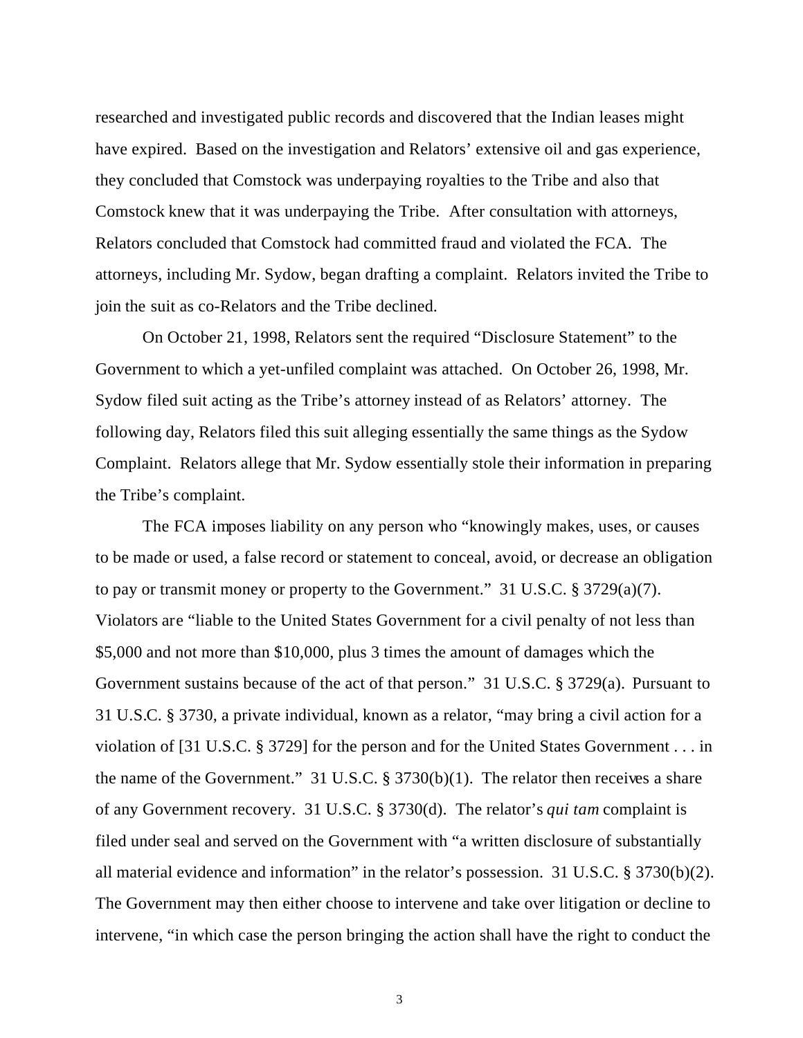researched and investigated public records and discovered that the Indian leases might have expired. Based on the investigation and Relators' extensive oil and gas experience, they concluded that Comstock was underpaying royalties to the Tribe and also that Comstock knew that it was underpaying the Tribe. After consultation with attorneys, Relators concluded that Comstock had committed fraud and violated the FCA. The attorneys, including Mr. Sydow, began drafting a complaint. Relators invited the Tribe to join the suit as co-Relators and the Tribe declined.

On October 21, 1998, Relators sent the required "Disclosure Statement" to the Government to which a yet-unfiled complaint was attached. On October 26, 1998, Mr. Sydow filed suit acting as the Tribe's attorney instead of as Relators' attorney. The following day, Relators filed this suit alleging essentially the same things as the Sydow Complaint. Relators allege that Mr. Sydow essentially stole their information in preparing the Tribe's complaint.

The FCA imposes liability on any person who "knowingly makes, uses, or causes to be made or used, a false record or statement to conceal, avoid, or decrease an obligation to pay or transmit money or property to the Government." 31 U.S.C. § 3729(a)(7). Violators are "liable to the United States Government for a civil penalty of not less than $5,000 and not more than $10,000, plus 3 times the amount of damages which the Government sustains because of the act of that person." 31 U.S.C. § 3729(a). Pursuant to 31 U.S.C. § 3730, a private individual, known as a relator, "may bring a civil action for a violation of [31 U.S.C. § 3729] for the person and for the United States Government . . . in the name of the Government." 31 U.S.C. § 3730(b)(1). The relator then receives a share of any Government recovery. 31 U.S.C. § 3730(d). The relator's *qui tam* complaint is filed under seal and served on the Government with "a written disclosure of substantially all material evidence and information" in the relator's possession. 31 U.S.C. § 3730(b)(2). The Government may then either choose to intervene and take over litigation or decline to intervene, "in which case the person bringing the action shall have the right to conduct the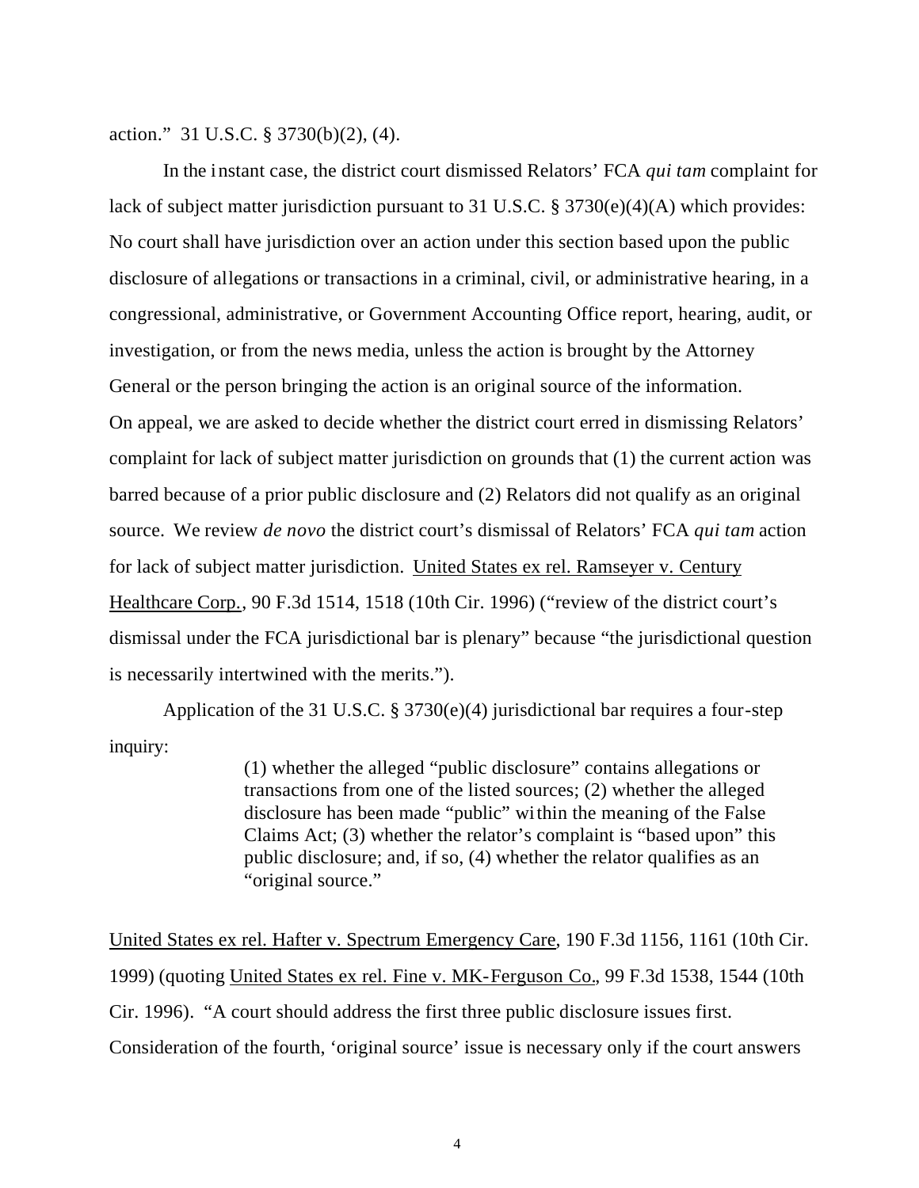action." 31 U.S.C. § 3730(b)(2), (4).

In the instant case, the district court dismissed Relators' FCA *qui tam* complaint for lack of subject matter jurisdiction pursuant to 31 U.S.C. § 3730(e)(4)(A) which provides: No court shall have jurisdiction over an action under this section based upon the public disclosure of allegations or transactions in a criminal, civil, or administrative hearing, in a congressional, administrative, or Government Accounting Office report, hearing, audit, or investigation, or from the news media, unless the action is brought by the Attorney General or the person bringing the action is an original source of the information. On appeal, we are asked to decide whether the district court erred in dismissing Relators' complaint for lack of subject matter jurisdiction on grounds that (1) the current action was barred because of a prior public disclosure and (2) Relators did not qualify as an original source. We review *de novo* the district court's dismissal of Relators' FCA *qui tam* action for lack of subject matter jurisdiction. United States ex rel. Ramseyer v. Century Healthcare Corp., 90 F.3d 1514, 1518 (10th Cir. 1996) ("review of the district court's dismissal under the FCA jurisdictional bar is plenary" because "the jurisdictional question is necessarily intertwined with the merits.").

Application of the 31 U.S.C. § 3730(e)(4) jurisdictional bar requires a four-step inquiry:

> (1) whether the alleged "public disclosure" contains allegations or transactions from one of the listed sources; (2) whether the alleged disclosure has been made "public" within the meaning of the False Claims Act; (3) whether the relator's complaint is "based upon" this public disclosure; and, if so, (4) whether the relator qualifies as an "original source."

United States ex rel. Hafter v. Spectrum Emergency Care, 190 F.3d 1156, 1161 (10th Cir. 1999) (quoting United States ex rel. Fine v. MK-Ferguson Co., 99 F.3d 1538, 1544 (10th Cir. 1996). "A court should address the first three public disclosure issues first. Consideration of the fourth, 'original source' issue is necessary only if the court answers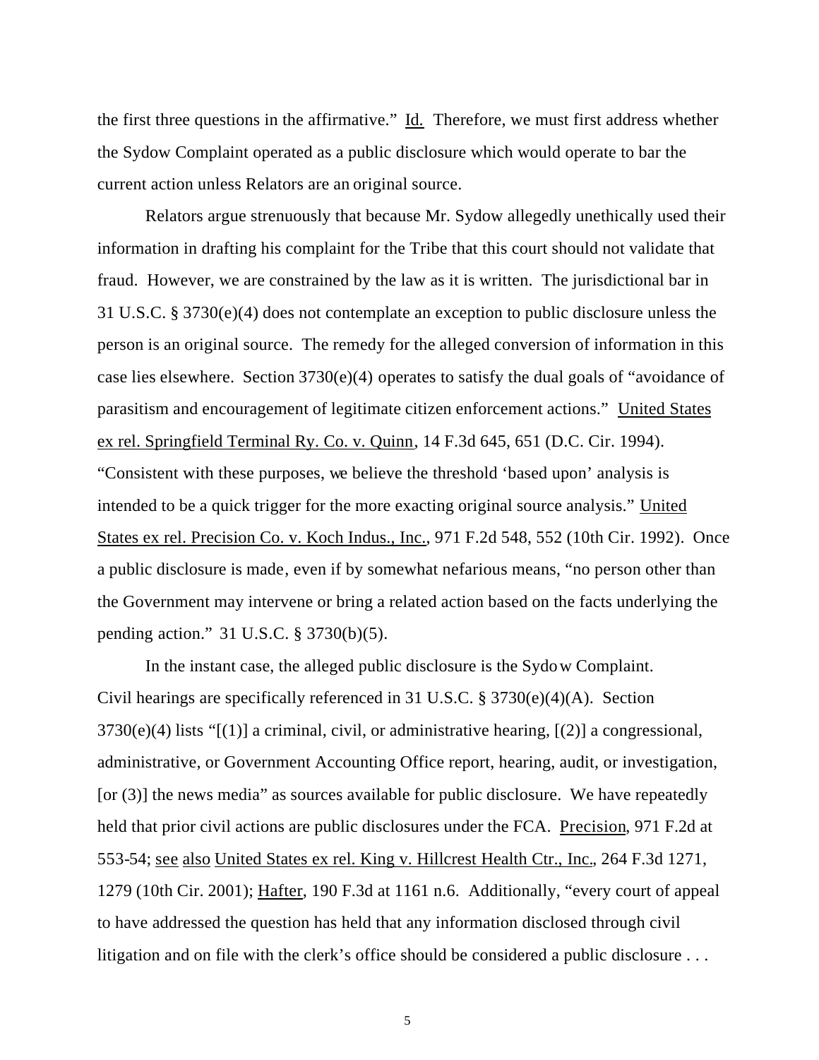the first three questions in the affirmative." Id. Therefore, we must first address whether the Sydow Complaint operated as a public disclosure which would operate to bar the current action unless Relators are an original source.

Relators argue strenuously that because Mr. Sydow allegedly unethically used their information in drafting his complaint for the Tribe that this court should not validate that fraud. However, we are constrained by the law as it is written. The jurisdictional bar in 31 U.S.C. § 3730(e)(4) does not contemplate an exception to public disclosure unless the person is an original source. The remedy for the alleged conversion of information in this case lies elsewhere. Section 3730(e)(4) operates to satisfy the dual goals of "avoidance of parasitism and encouragement of legitimate citizen enforcement actions." United States ex rel. Springfield Terminal Ry. Co. v. Quinn, 14 F.3d 645, 651 (D.C. Cir. 1994). "Consistent with these purposes, we believe the threshold 'based upon' analysis is intended to be a quick trigger for the more exacting original source analysis." United States ex rel. Precision Co. v. Koch Indus., Inc., 971 F.2d 548, 552 (10th Cir. 1992). Once a public disclosure is made, even if by somewhat nefarious means, "no person other than the Government may intervene or bring a related action based on the facts underlying the pending action." 31 U.S.C. § 3730(b)(5).

In the instant case, the alleged public disclosure is the Sydow Complaint. Civil hearings are specifically referenced in 31 U.S.C. § 3730(e)(4)(A). Section 3730(e)(4) lists "[(1)] a criminal, civil, or administrative hearing, [(2)] a congressional, administrative, or Government Accounting Office report, hearing, audit, or investigation, [or (3)] the news media" as sources available for public disclosure. We have repeatedly held that prior civil actions are public disclosures under the FCA. Precision, 971 F.2d at 553-54; see also United States ex rel. King v. Hillcrest Health Ctr., Inc., 264 F.3d 1271, 1279 (10th Cir. 2001); Hafter, 190 F.3d at 1161 n.6. Additionally, "every court of appeal to have addressed the question has held that any information disclosed through civil litigation and on file with the clerk's office should be considered a public disclosure . . .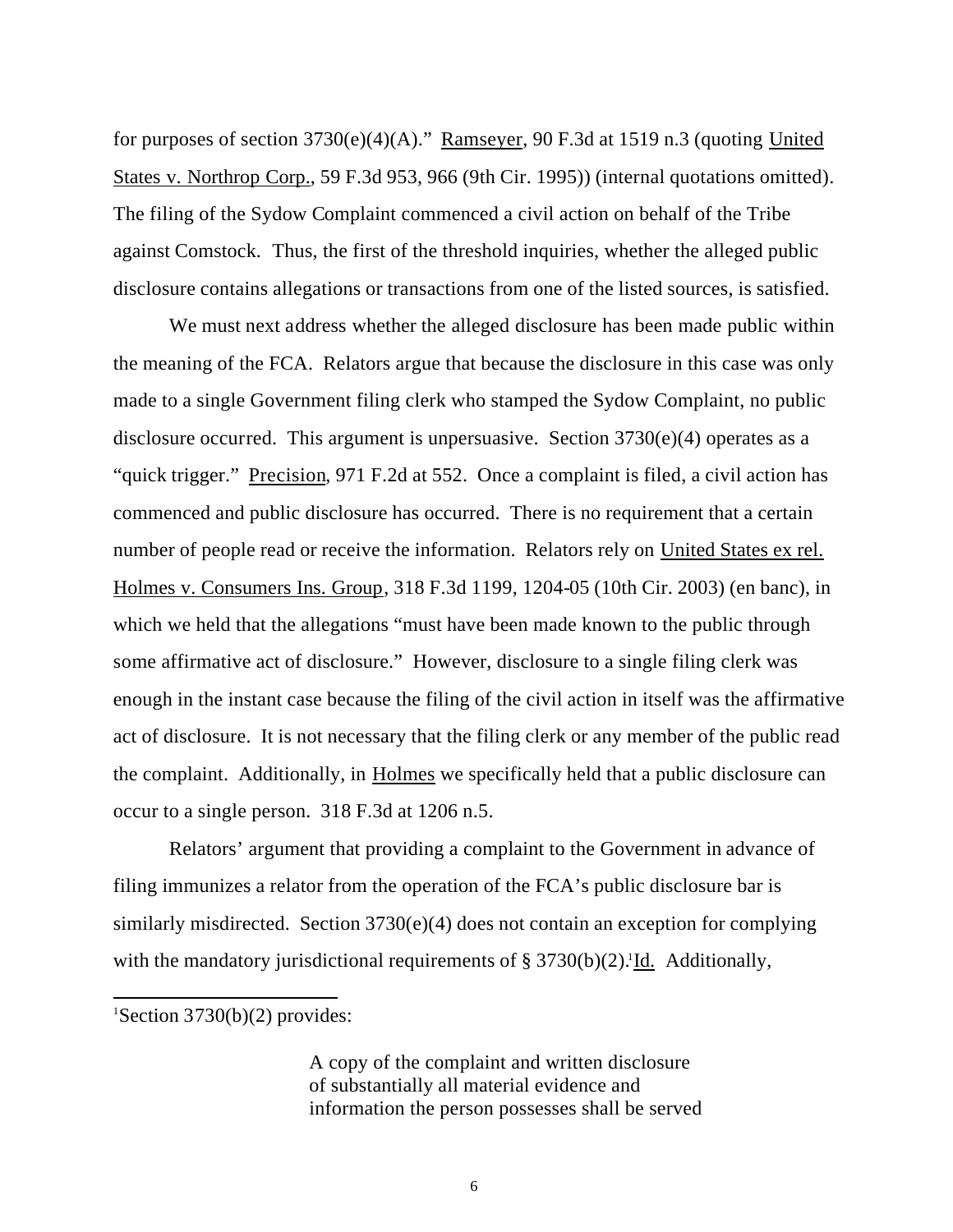for purposes of section 3730(e)(4)(A)." Ramseyer, 90 F.3d at 1519 n.3 (quoting United States v. Northrop Corp., 59 F.3d 953, 966 (9th Cir. 1995)) (internal quotations omitted). The filing of the Sydow Complaint commenced a civil action on behalf of the Tribe against Comstock. Thus, the first of the threshold inquiries, whether the alleged public disclosure contains allegations or transactions from one of the listed sources, is satisfied.

We must next address whether the alleged disclosure has been made public within the meaning of the FCA. Relators argue that because the disclosure in this case was only made to a single Government filing clerk who stamped the Sydow Complaint, no public disclosure occurred. This argument is unpersuasive. Section 3730(e)(4) operates as a "quick trigger." Precision, 971 F.2d at 552. Once a complaint is filed, a civil action has commenced and public disclosure has occurred. There is no requirement that a certain number of people read or receive the information. Relators rely on United States ex rel. Holmes v. Consumers Ins. Group, 318 F.3d 1199, 1204-05 (10th Cir. 2003) (en banc), in which we held that the allegations "must have been made known to the public through some affirmative act of disclosure." However, disclosure to a single filing clerk was enough in the instant case because the filing of the civil action in itself was the affirmative act of disclosure. It is not necessary that the filing clerk or any member of the public read the complaint. Additionally, in Holmes we specifically held that a public disclosure can occur to a single person. 318 F.3d at 1206 n.5.

Relators' argument that providing a complaint to the Government in advance of filing immunizes a relator from the operation of the FCA's public disclosure bar is similarly misdirected. Section 3730(e)(4) does not contain an exception for complying with the mandatory jurisdictional requirements of § 3730(b)(2).[1] Id. Additionally,

---

[1] Section 3730(b)(2) provides:

> A copy of the complaint and written disclosure of substantially all material evidence and information the person possesses shall be served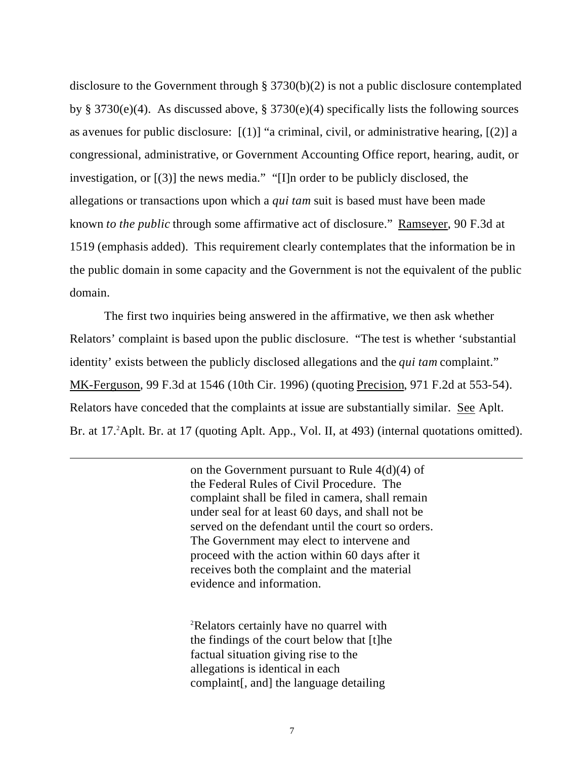disclosure to the Government through § 3730(b)(2) is not a public disclosure contemplated by § 3730(e)(4). As discussed above, § 3730(e)(4) specifically lists the following sources as avenues for public disclosure: [(1)] "a criminal, civil, or administrative hearing, [(2)] a congressional, administrative, or Government Accounting Office report, hearing, audit, or investigation, or [(3)] the news media." "[I]n order to be publicly disclosed, the allegations or transactions upon which a *qui tam* suit is based must have been made known *to the public* through some affirmative act of disclosure." Ramseyer, 90 F.3d at 1519 (emphasis added). This requirement clearly contemplates that the information be in the public domain in some capacity and the Government is not the equivalent of the public domain.

The first two inquiries being answered in the affirmative, we then ask whether Relators' complaint is based upon the public disclosure. "The test is whether 'substantial identity' exists between the publicly disclosed allegations and the *qui tam* complaint." MK-Ferguson, 99 F.3d at 1546 (10th Cir. 1996) (quoting Precision, 971 F.2d at 553-54). Relators have conceded that the complaints at issue are substantially similar. See Aplt. Br. at 17.[2]Aplt. Br. at 17 (quoting Aplt. App., Vol. II, at 493) (internal quotations omitted).

---

on the Government pursuant to Rule 4(d)(4) of the Federal Rules of Civil Procedure. The complaint shall be filed in camera, shall remain under seal for at least 60 days, and shall not be served on the defendant until the court so orders. The Government may elect to intervene and proceed with the action within 60 days after it receives both the complaint and the material evidence and information.

[2]Relators certainly have no quarrel with the findings of the court below that [t]he factual situation giving rise to the allegations is identical in each complaint[, and] the language detailing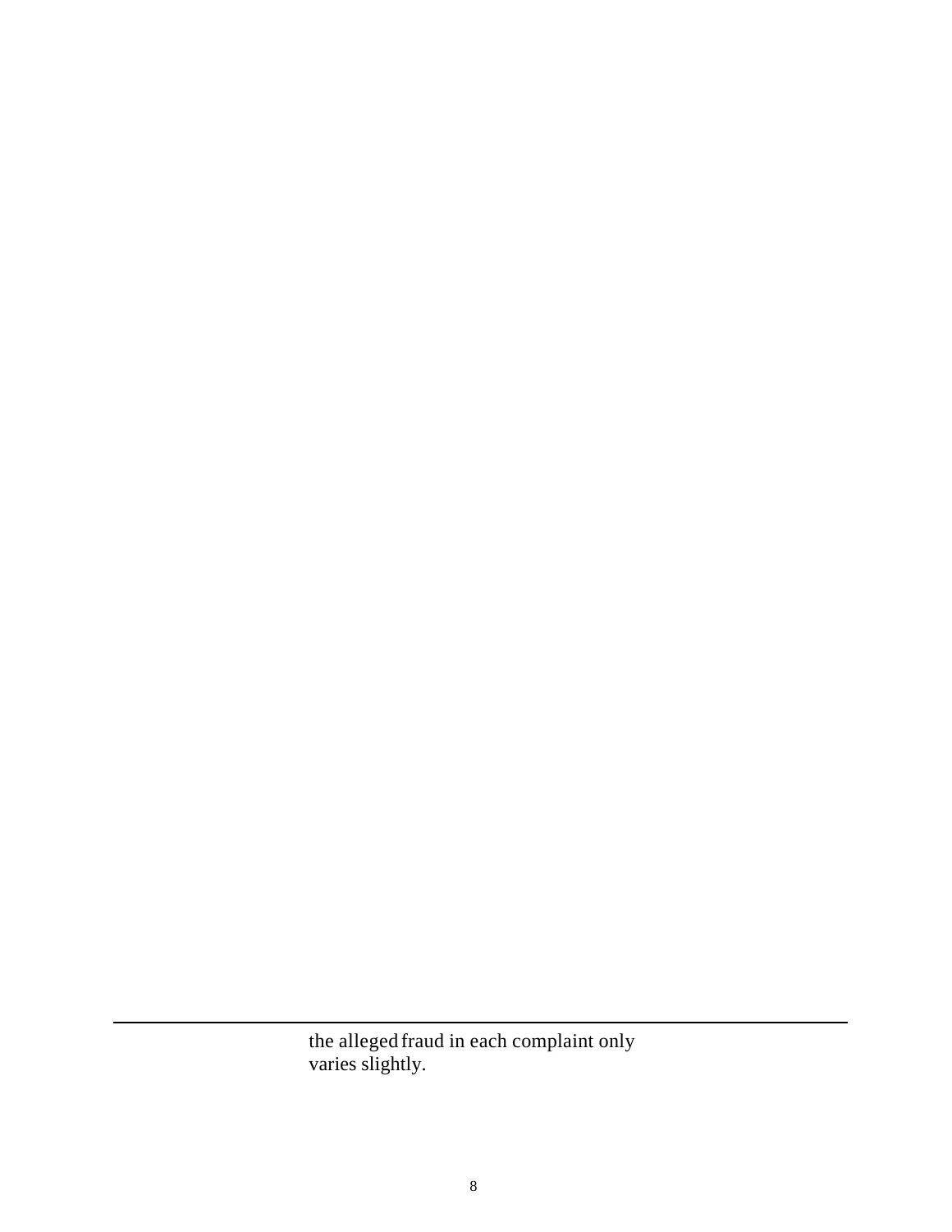the alleged fraud in each complaint only varies slightly.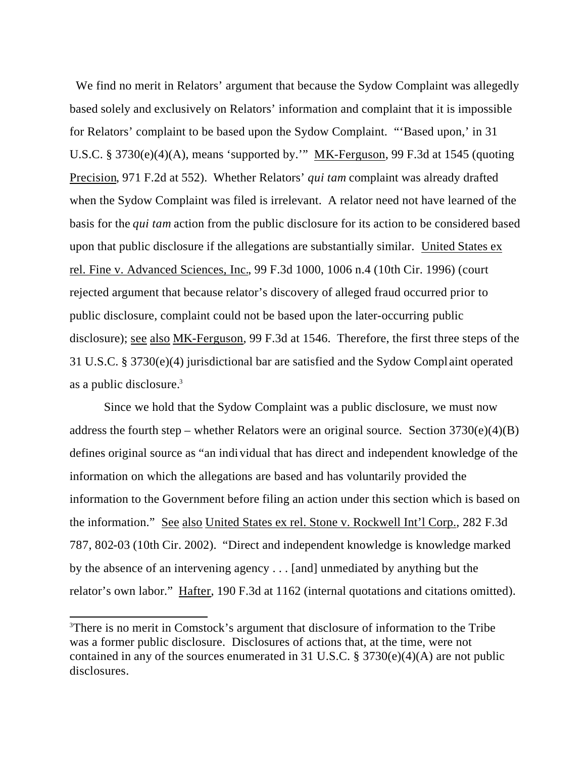We find no merit in Relators' argument that because the Sydow Complaint was allegedly based solely and exclusively on Relators' information and complaint that it is impossible for Relators' complaint to be based upon the Sydow Complaint. "'Based upon,' in 31 U.S.C. § 3730(e)(4)(A), means 'supported by.'" MK-Ferguson, 99 F.3d at 1545 (quoting Precision, 971 F.2d at 552). Whether Relators' *qui tam* complaint was already drafted when the Sydow Complaint was filed is irrelevant. A relator need not have learned of the basis for the *qui tam* action from the public disclosure for its action to be considered based upon that public disclosure if the allegations are substantially similar. United States ex rel. Fine v. Advanced Sciences, Inc., 99 F.3d 1000, 1006 n.4 (10th Cir. 1996) (court rejected argument that because relator's discovery of alleged fraud occurred prior to public disclosure, complaint could not be based upon the later-occurring public disclosure); see also MK-Ferguson, 99 F.3d at 1546. Therefore, the first three steps of the 31 U.S.C. § 3730(e)(4) jurisdictional bar are satisfied and the Sydow Complaint operated as a public disclosure.[3]

Since we hold that the Sydow Complaint was a public disclosure, we must now address the fourth step – whether Relators were an original source. Section 3730(e)(4)(B) defines original source as "an individual that has direct and independent knowledge of the information on which the allegations are based and has voluntarily provided the information to the Government before filing an action under this section which is based on the information." See also United States ex rel. Stone v. Rockwell Int'l Corp., 282 F.3d 787, 802-03 (10th Cir. 2002). "Direct and independent knowledge is knowledge marked by the absence of an intervening agency . . . [and] unmediated by anything but the relator's own labor." Hafter, 190 F.3d at 1162 (internal quotations and citations omitted).

---

[3] There is no merit in Comstock's argument that disclosure of information to the Tribe was a former public disclosure. Disclosures of actions that, at the time, were not contained in any of the sources enumerated in 31 U.S.C. § 3730(e)(4)(A) are not public disclosures.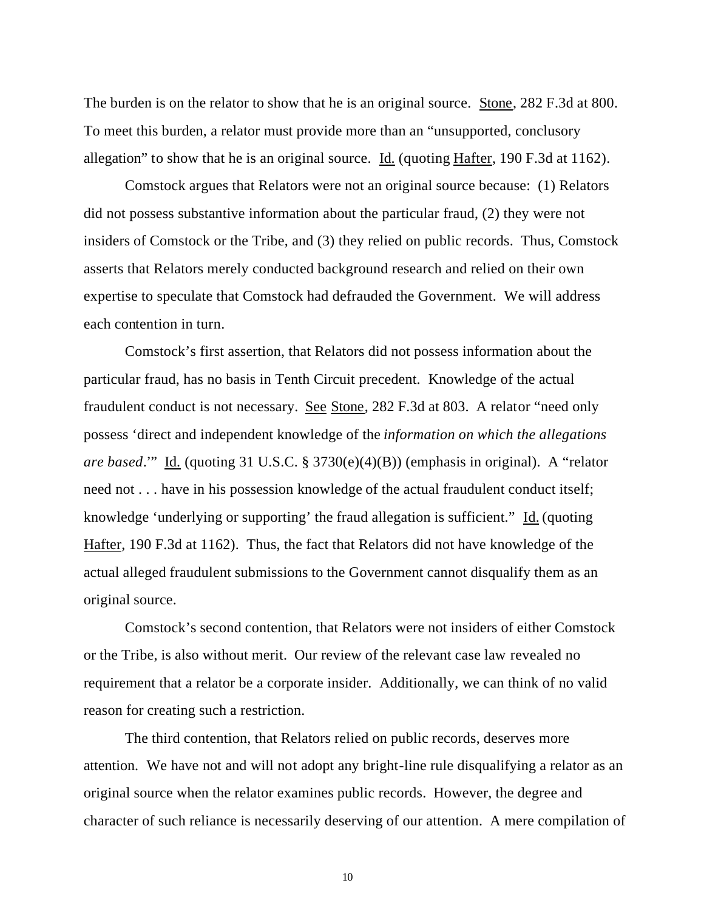The burden is on the relator to show that he is an original source. Stone, 282 F.3d at 800. To meet this burden, a relator must provide more than an "unsupported, conclusory allegation" to show that he is an original source. Id. (quoting Hafter, 190 F.3d at 1162).

Comstock argues that Relators were not an original source because: (1) Relators did not possess substantive information about the particular fraud, (2) they were not insiders of Comstock or the Tribe, and (3) they relied on public records. Thus, Comstock asserts that Relators merely conducted background research and relied on their own expertise to speculate that Comstock had defrauded the Government. We will address each contention in turn.

Comstock's first assertion, that Relators did not possess information about the particular fraud, has no basis in Tenth Circuit precedent. Knowledge of the actual fraudulent conduct is not necessary. See Stone, 282 F.3d at 803. A relator "need only possess 'direct and independent knowledge of the *information on which the allegations are based*.'" Id. (quoting 31 U.S.C. § 3730(e)(4)(B)) (emphasis in original). A "relator need not . . . have in his possession knowledge of the actual fraudulent conduct itself; knowledge 'underlying or supporting' the fraud allegation is sufficient." Id. (quoting Hafter, 190 F.3d at 1162). Thus, the fact that Relators did not have knowledge of the actual alleged fraudulent submissions to the Government cannot disqualify them as an original source.

Comstock's second contention, that Relators were not insiders of either Comstock or the Tribe, is also without merit. Our review of the relevant case law revealed no requirement that a relator be a corporate insider. Additionally, we can think of no valid reason for creating such a restriction.

The third contention, that Relators relied on public records, deserves more attention. We have not and will not adopt any bright-line rule disqualifying a relator as an original source when the relator examines public records. However, the degree and character of such reliance is necessarily deserving of our attention. A mere compilation of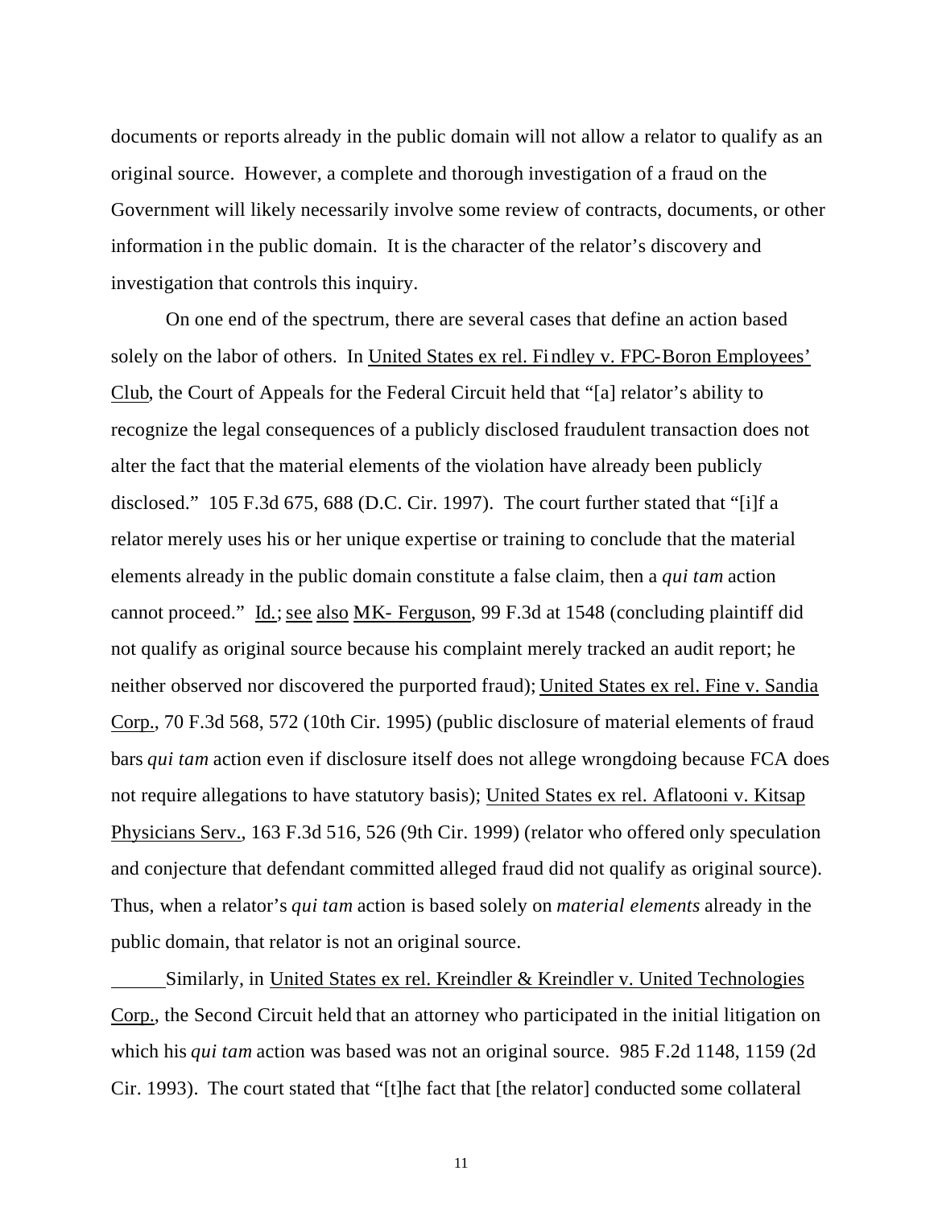documents or reports already in the public domain will not allow a relator to qualify as an original source. However, a complete and thorough investigation of a fraud on the Government will likely necessarily involve some review of contracts, documents, or other information in the public domain. It is the character of the relator's discovery and investigation that controls this inquiry.

On one end of the spectrum, there are several cases that define an action based solely on the labor of others. In United States ex rel. Findley v. FPC-Boron Employees' Club, the Court of Appeals for the Federal Circuit held that "[a] relator's ability to recognize the legal consequences of a publicly disclosed fraudulent transaction does not alter the fact that the material elements of the violation have already been publicly disclosed." 105 F.3d 675, 688 (D.C. Cir. 1997). The court further stated that "[i]f a relator merely uses his or her unique expertise or training to conclude that the material elements already in the public domain constitute a false claim, then a *qui tam* action cannot proceed." Id.; see also MK- Ferguson, 99 F.3d at 1548 (concluding plaintiff did not qualify as original source because his complaint merely tracked an audit report; he neither observed nor discovered the purported fraud); United States ex rel. Fine v. Sandia Corp., 70 F.3d 568, 572 (10th Cir. 1995) (public disclosure of material elements of fraud bars *qui tam* action even if disclosure itself does not allege wrongdoing because FCA does not require allegations to have statutory basis); United States ex rel. Aflatooni v. Kitsap Physicians Serv., 163 F.3d 516, 526 (9th Cir. 1999) (relator who offered only speculation and conjecture that defendant committed alleged fraud did not qualify as original source). Thus, when a relator's *qui tam* action is based solely on *material elements* already in the public domain, that relator is not an original source.

Similarly, in United States ex rel. Kreindler & Kreindler v. United Technologies Corp., the Second Circuit held that an attorney who participated in the initial litigation on which his *qui tam* action was based was not an original source. 985 F.2d 1148, 1159 (2d Cir. 1993). The court stated that "[t]he fact that [the relator] conducted some collateral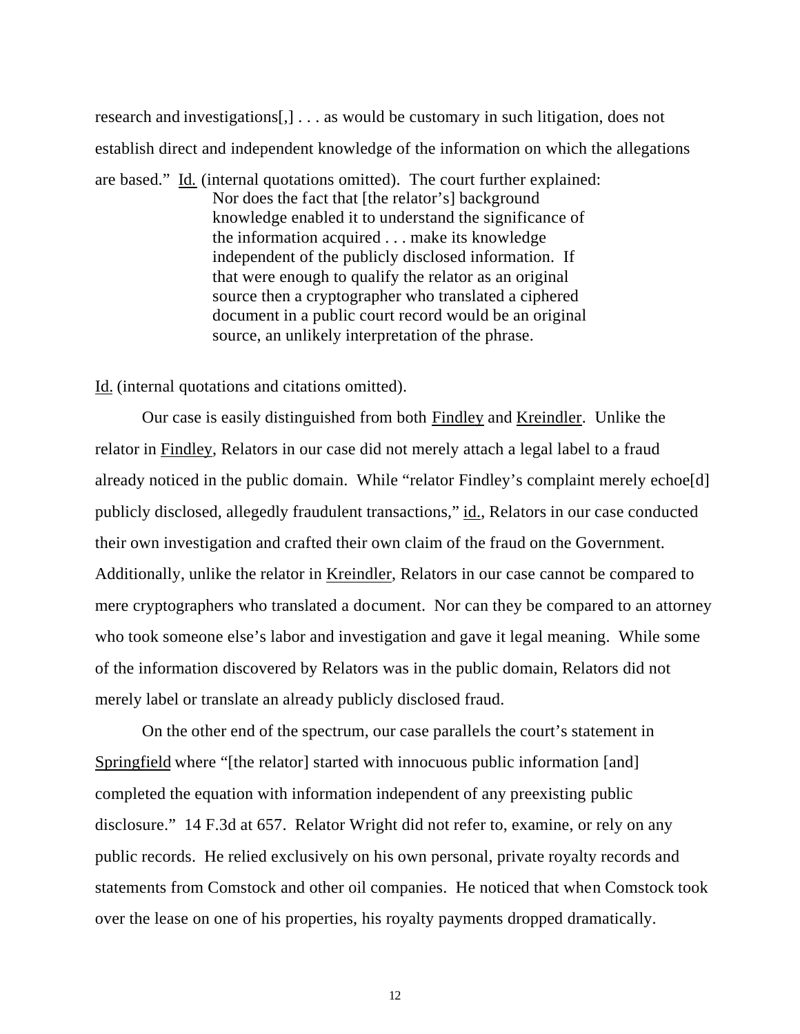research and investigations[,] . . . as would be customary in such litigation, does not establish direct and independent knowledge of the information on which the allegations are based." Id. (internal quotations omitted). The court further explained:

> Nor does the fact that [the relator's] background knowledge enabled it to understand the significance of the information acquired . . . make its knowledge independent of the publicly disclosed information. If that were enough to qualify the relator as an original source then a cryptographer who translated a ciphered document in a public court record would be an original source, an unlikely interpretation of the phrase.

Id. (internal quotations and citations omitted).

Our case is easily distinguished from both Findley and Kreindler. Unlike the relator in Findley, Relators in our case did not merely attach a legal label to a fraud already noticed in the public domain. While "relator Findley's complaint merely echoe[d] publicly disclosed, allegedly fraudulent transactions," id., Relators in our case conducted their own investigation and crafted their own claim of the fraud on the Government. Additionally, unlike the relator in Kreindler, Relators in our case cannot be compared to mere cryptographers who translated a document. Nor can they be compared to an attorney who took someone else's labor and investigation and gave it legal meaning. While some of the information discovered by Relators was in the public domain, Relators did not merely label or translate an already publicly disclosed fraud.

On the other end of the spectrum, our case parallels the court's statement in Springfield where "[the relator] started with innocuous public information [and] completed the equation with information independent of any preexisting public disclosure." 14 F.3d at 657. Relator Wright did not refer to, examine, or rely on any public records. He relied exclusively on his own personal, private royalty records and statements from Comstock and other oil companies. He noticed that when Comstock took over the lease on one of his properties, his royalty payments dropped dramatically.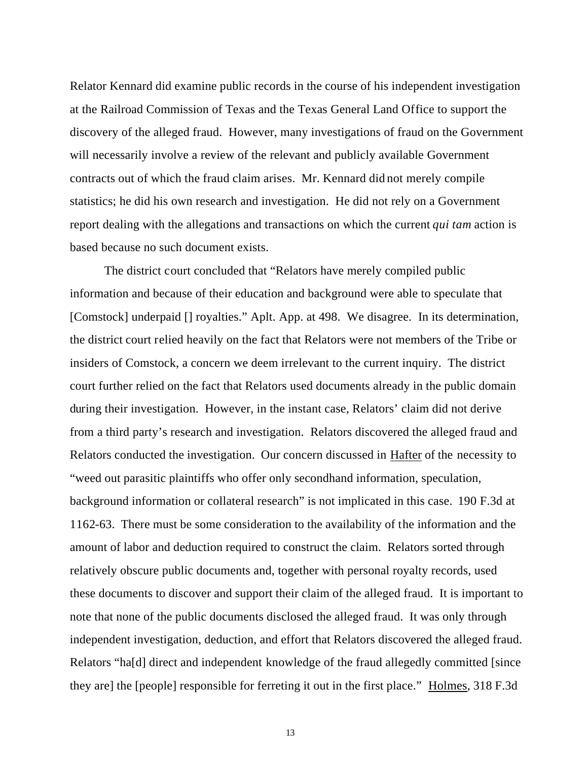Relator Kennard did examine public records in the course of his independent investigation at the Railroad Commission of Texas and the Texas General Land Office to support the discovery of the alleged fraud. However, many investigations of fraud on the Government will necessarily involve a review of the relevant and publicly available Government contracts out of which the fraud claim arises. Mr. Kennard did not merely compile statistics; he did his own research and investigation. He did not rely on a Government report dealing with the allegations and transactions on which the current *qui tam* action is based because no such document exists.

The district court concluded that "Relators have merely compiled public information and because of their education and background were able to speculate that [Comstock] underpaid [] royalties." Aplt. App. at 498. We disagree. In its determination, the district court relied heavily on the fact that Relators were not members of the Tribe or insiders of Comstock, a concern we deem irrelevant to the current inquiry. The district court further relied on the fact that Relators used documents already in the public domain during their investigation. However, in the instant case, Relators' claim did not derive from a third party's research and investigation. Relators discovered the alleged fraud and Relators conducted the investigation. Our concern discussed in Hafter of the necessity to "weed out parasitic plaintiffs who offer only secondhand information, speculation, background information or collateral research" is not implicated in this case. 190 F.3d at 1162-63. There must be some consideration to the availability of the information and the amount of labor and deduction required to construct the claim. Relators sorted through relatively obscure public documents and, together with personal royalty records, used these documents to discover and support their claim of the alleged fraud. It is important to note that none of the public documents disclosed the alleged fraud. It was only through independent investigation, deduction, and effort that Relators discovered the alleged fraud. Relators "ha[d] direct and independent knowledge of the fraud allegedly committed [since they are] the [people] responsible for ferreting it out in the first place." Holmes, 318 F.3d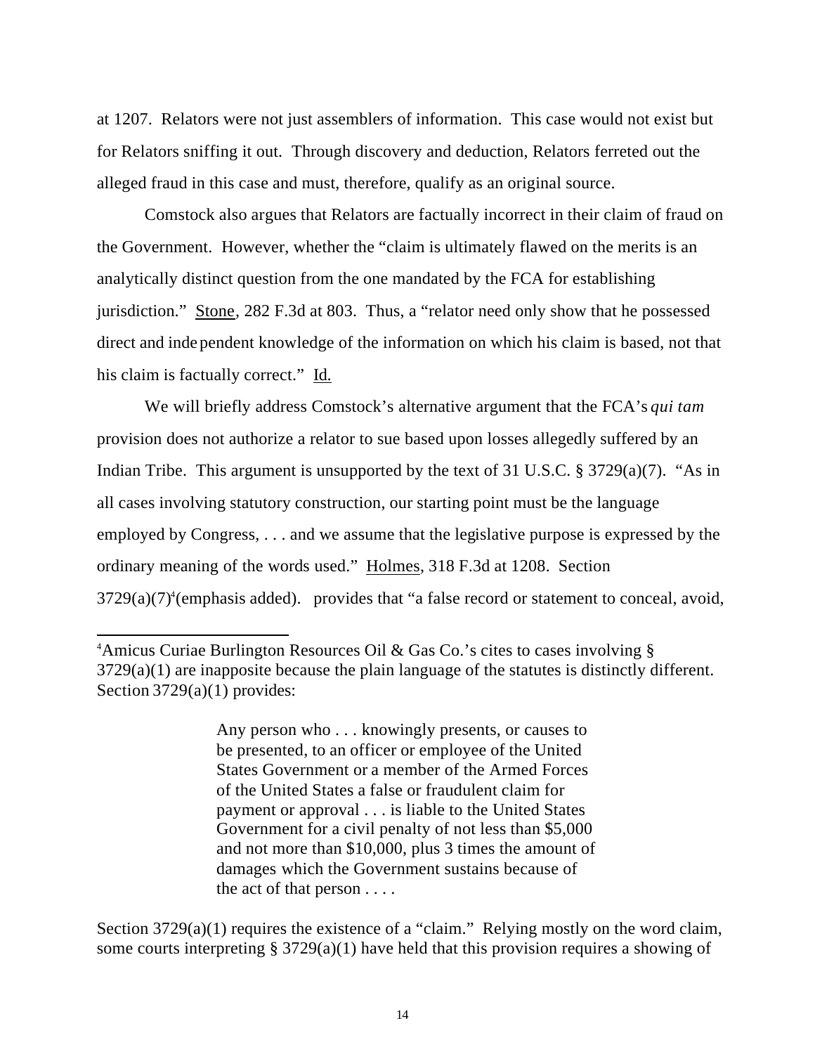at 1207. Relators were not just assemblers of information. This case would not exist but for Relators sniffing it out. Through discovery and deduction, Relators ferreted out the alleged fraud in this case and must, therefore, qualify as an original source.

Comstock also argues that Relators are factually incorrect in their claim of fraud on the Government. However, whether the "claim is ultimately flawed on the merits is an analytically distinct question from the one mandated by the FCA for establishing jurisdiction." Stone, 282 F.3d at 803. Thus, a "relator need only show that he possessed direct and independent knowledge of the information on which his claim is based, not that his claim is factually correct." Id.

We will briefly address Comstock's alternative argument that the FCA's *qui tam* provision does not authorize a relator to sue based upon losses allegedly suffered by an Indian Tribe. This argument is unsupported by the text of 31 U.S.C. § 3729(a)(7). "As in all cases involving statutory construction, our starting point must be the language employed by Congress, . . . and we assume that the legislative purpose is expressed by the ordinary meaning of the words used." Holmes, 318 F.3d at 1208. Section 3729(a)(7)[4](emphasis added). provides that "a false record or statement to conceal, avoid,

---

[4]Amicus Curiae Burlington Resources Oil & Gas Co.'s cites to cases involving § 3729(a)(1) are inapposite because the plain language of the statutes is distinctly different. Section 3729(a)(1) provides:

> Any person who . . . knowingly presents, or causes to be presented, to an officer or employee of the United States Government or a member of the Armed Forces of the United States a false or fraudulent claim for payment or approval . . . is liable to the United States Government for a civil penalty of not less than $5,000 and not more than $10,000, plus 3 times the amount of damages which the Government sustains because of the act of that person . . . .

Section 3729(a)(1) requires the existence of a "claim." Relying mostly on the word claim, some courts interpreting § 3729(a)(1) have held that this provision requires a showing of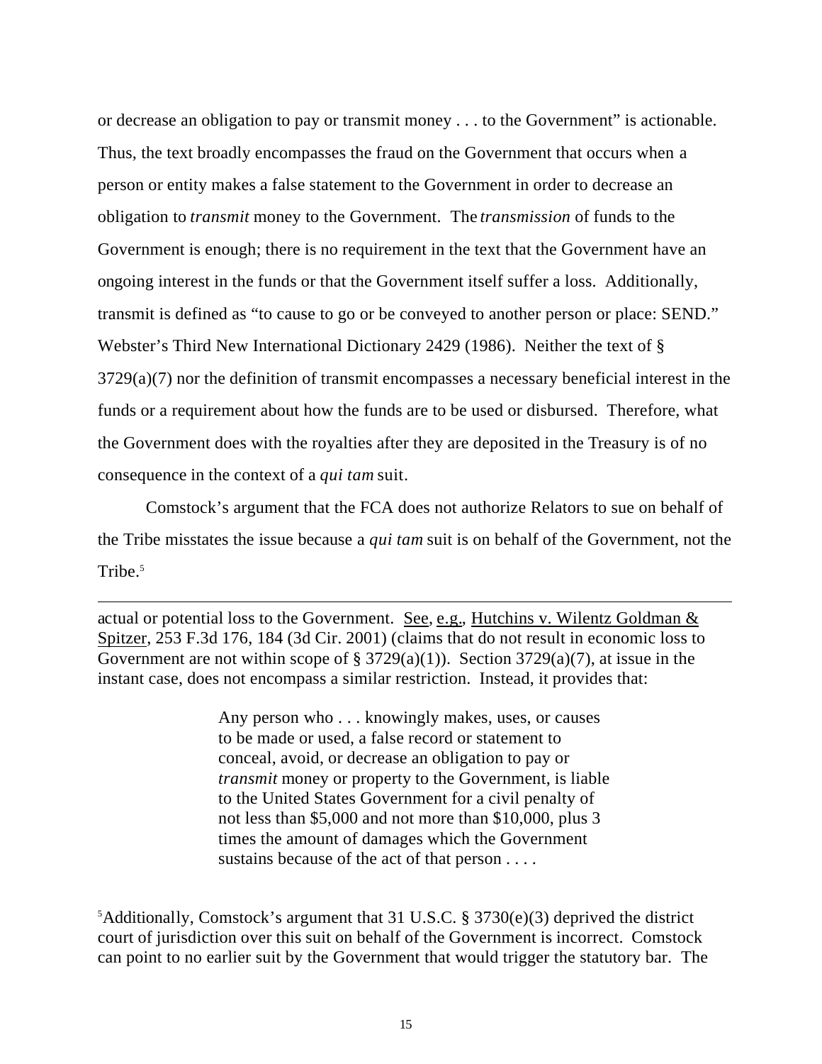or decrease an obligation to pay or transmit money . . . to the Government" is actionable. Thus, the text broadly encompasses the fraud on the Government that occurs when a person or entity makes a false statement to the Government in order to decrease an obligation to *transmit* money to the Government. The *transmission* of funds to the Government is enough; there is no requirement in the text that the Government have an ongoing interest in the funds or that the Government itself suffer a loss. Additionally, transmit is defined as "to cause to go or be conveyed to another person or place: SEND." Webster's Third New International Dictionary 2429 (1986). Neither the text of § 3729(a)(7) nor the definition of transmit encompasses a necessary beneficial interest in the funds or a requirement about how the funds are to be used or disbursed. Therefore, what the Government does with the royalties after they are deposited in the Treasury is of no consequence in the context of a *qui tam* suit.

Comstock's argument that the FCA does not authorize Relators to sue on behalf of the Tribe misstates the issue because a *qui tam* suit is on behalf of the Government, not the Tribe.[5]

---

actual or potential loss to the Government. See, e.g., Hutchins v. Wilentz Goldman & Spitzer, 253 F.3d 176, 184 (3d Cir. 2001) (claims that do not result in economic loss to Government are not within scope of § 3729(a)(1)). Section 3729(a)(7), at issue in the instant case, does not encompass a similar restriction. Instead, it provides that:

> Any person who . . . knowingly makes, uses, or causes to be made or used, a false record or statement to conceal, avoid, or decrease an obligation to pay or *transmit* money or property to the Government, is liable to the United States Government for a civil penalty of not less than $5,000 and not more than $10,000, plus 3 times the amount of damages which the Government sustains because of the act of that person . . . .

[5]Additionally, Comstock's argument that 31 U.S.C. § 3730(e)(3) deprived the district court of jurisdiction over this suit on behalf of the Government is incorrect. Comstock can point to no earlier suit by the Government that would trigger the statutory bar. The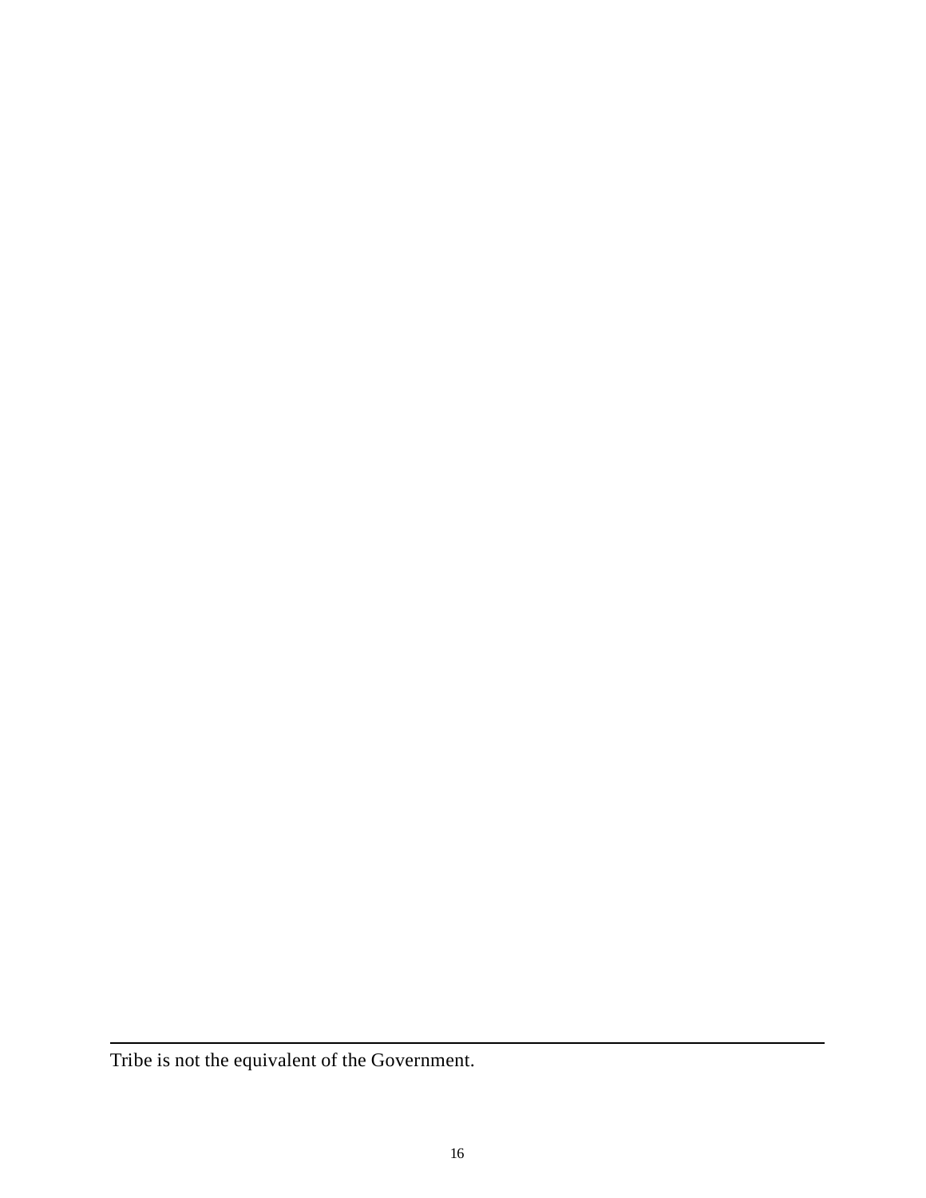Tribe is not the equivalent of the Government.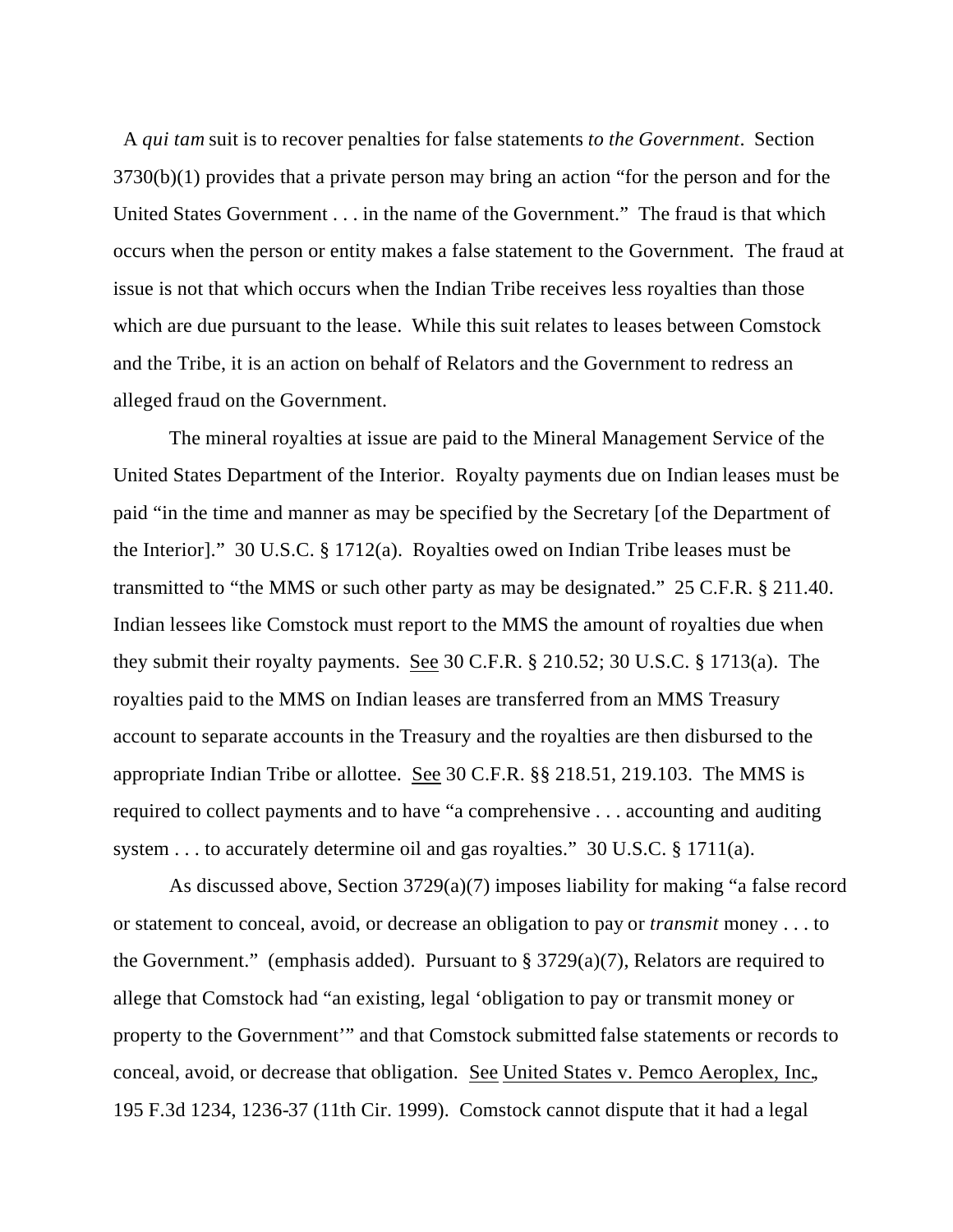A *qui tam* suit is to recover penalties for false statements *to the Government*. Section 3730(b)(1) provides that a private person may bring an action "for the person and for the United States Government . . . in the name of the Government." The fraud is that which occurs when the person or entity makes a false statement to the Government. The fraud at issue is not that which occurs when the Indian Tribe receives less royalties than those which are due pursuant to the lease. While this suit relates to leases between Comstock and the Tribe, it is an action on behalf of Relators and the Government to redress an alleged fraud on the Government.

The mineral royalties at issue are paid to the Mineral Management Service of the United States Department of the Interior. Royalty payments due on Indian leases must be paid "in the time and manner as may be specified by the Secretary [of the Department of the Interior]." 30 U.S.C. § 1712(a). Royalties owed on Indian Tribe leases must be transmitted to "the MMS or such other party as may be designated." 25 C.F.R. § 211.40. Indian lessees like Comstock must report to the MMS the amount of royalties due when they submit their royalty payments. See 30 C.F.R. § 210.52; 30 U.S.C. § 1713(a). The royalties paid to the MMS on Indian leases are transferred from an MMS Treasury account to separate accounts in the Treasury and the royalties are then disbursed to the appropriate Indian Tribe or allottee. See 30 C.F.R. §§ 218.51, 219.103. The MMS is required to collect payments and to have "a comprehensive . . . accounting and auditing system . . . to accurately determine oil and gas royalties." 30 U.S.C. § 1711(a).

As discussed above, Section 3729(a)(7) imposes liability for making "a false record or statement to conceal, avoid, or decrease an obligation to pay or *transmit* money . . . to the Government." (emphasis added). Pursuant to § 3729(a)(7), Relators are required to allege that Comstock had "an existing, legal 'obligation to pay or transmit money or property to the Government'" and that Comstock submitted false statements or records to conceal, avoid, or decrease that obligation. See United States v. Pemco Aeroplex, Inc., 195 F.3d 1234, 1236-37 (11th Cir. 1999). Comstock cannot dispute that it had a legal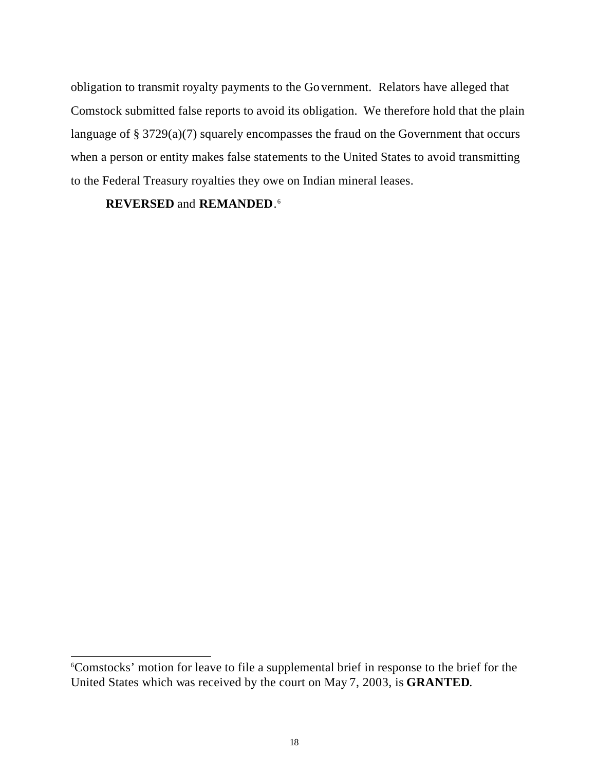obligation to transmit royalty payments to the Government. Relators have alleged that Comstock submitted false reports to avoid its obligation. We therefore hold that the plain language of § 3729(a)(7) squarely encompasses the fraud on the Government that occurs when a person or entity makes false statements to the United States to avoid transmitting to the Federal Treasury royalties they owe on Indian mineral leases.

**REVERSED** and **REMANDED**.[6]

---

[6]Comstocks' motion for leave to file a supplemental brief in response to the brief for the United States which was received by the court on May 7, 2003, is **GRANTED**.